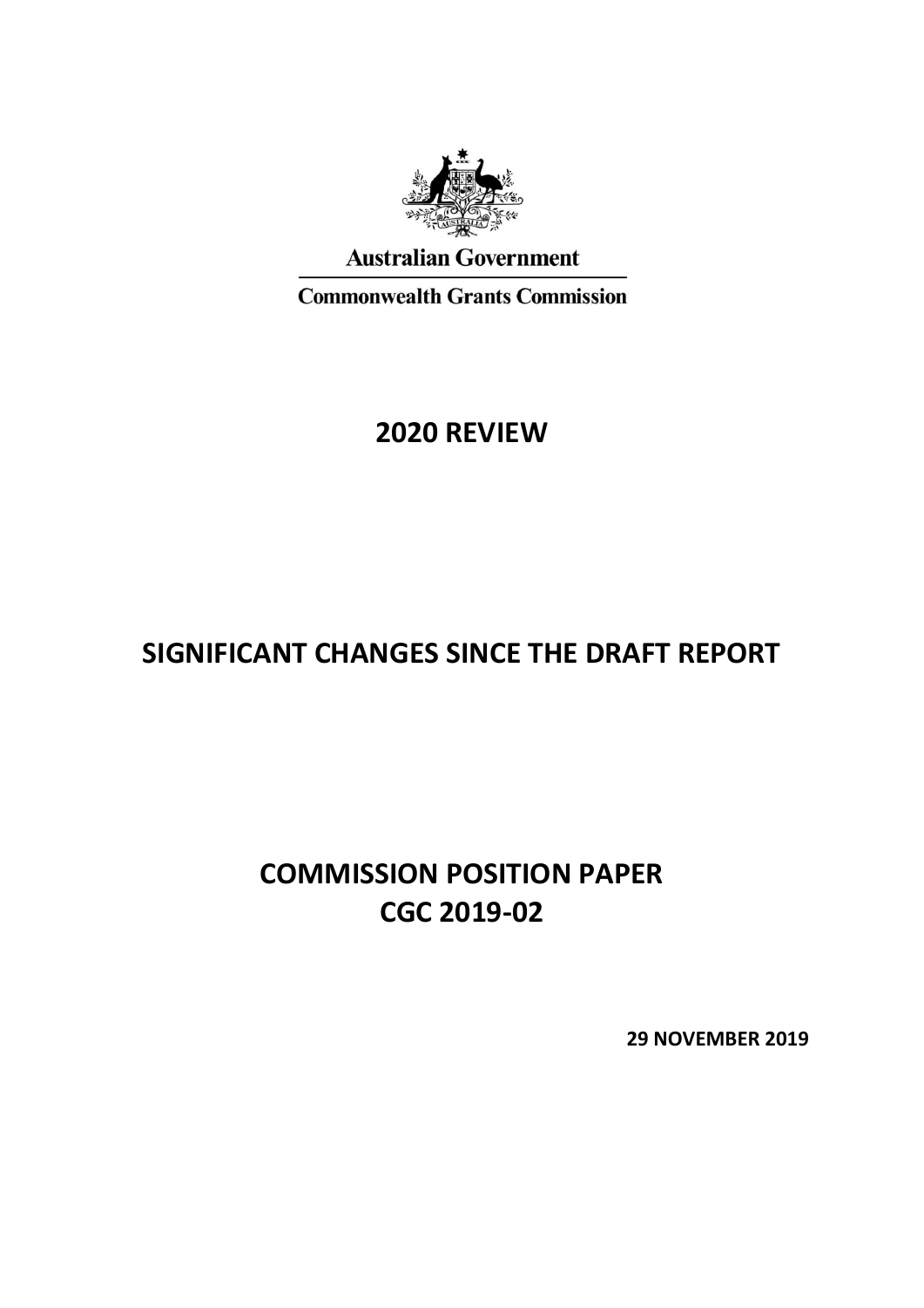Australian Government

Commonwealth Grants Commission

# 2020 REVIEW

# SIGNIFICANT CHANGES SINCE THE DRAFT REPORT

# COMMISSION POSITION PAPER
# CGC 2019-02

**29 NOVEMBER 2019**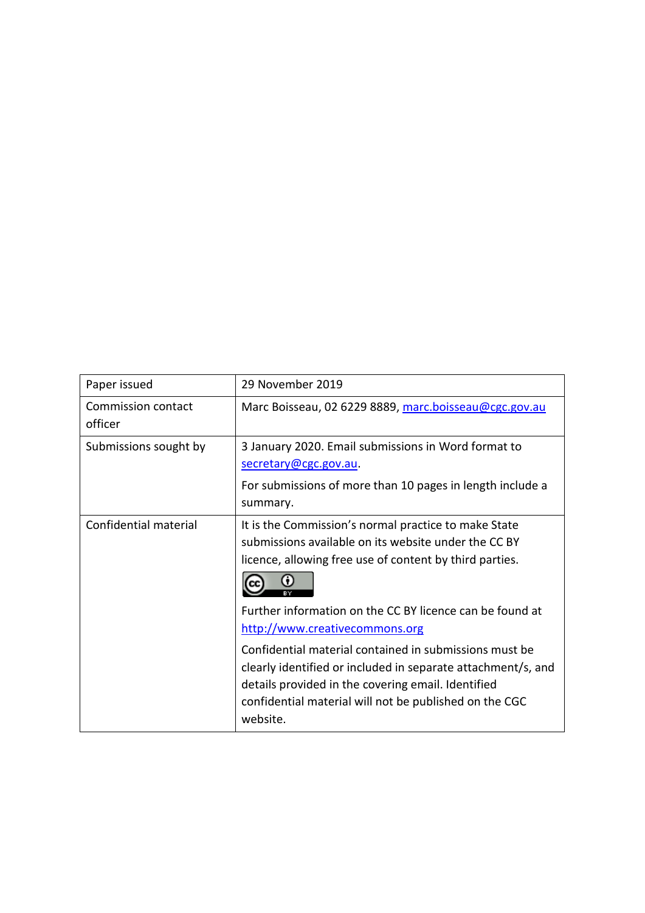| Paper issued | 29 November 2019 |
| --- | --- |
| Commission contact officer | Marc Boisseau, 02 6229 8889, marc.boisseau@cgc.gov.au |
| Submissions sought by | 3 January 2020. Email submissions in Word format to secretary@cgc.gov.au.<br><br>For submissions of more than 10 pages in length include a summary. |
| Confidential material | It is the Commission's normal practice to make State submissions available on its website under the CC BY licence, allowing free use of content by third parties.<br><br>Further information on the CC BY licence can be found at http://www.creativecommons.org<br><br>Confidential material contained in submissions must be clearly identified or included in separate attachment/s, and details provided in the covering email. Identified confidential material will not be published on the CGC website. |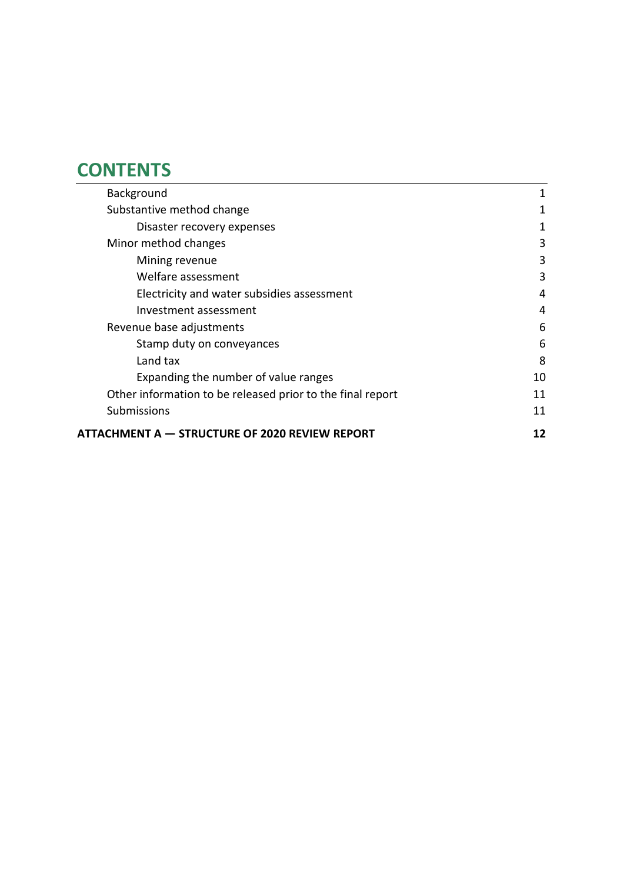# CONTENTS

| | |
|---|---|
| Background | 1 |
| Substantive method change | 1 |
| Disaster recovery expenses | 1 |
| Minor method changes | 3 |
| Mining revenue | 3 |
| Welfare assessment | 3 |
| Electricity and water subsidies assessment | 4 |
| Investment assessment | 4 |
| Revenue base adjustments | 6 |
| Stamp duty on conveyances | 6 |
| Land tax | 8 |
| Expanding the number of value ranges | 10 |
| Other information to be released prior to the final report | 11 |
| Submissions | 11 |
| **ATTACHMENT A — STRUCTURE OF 2020 REVIEW REPORT** | **12** |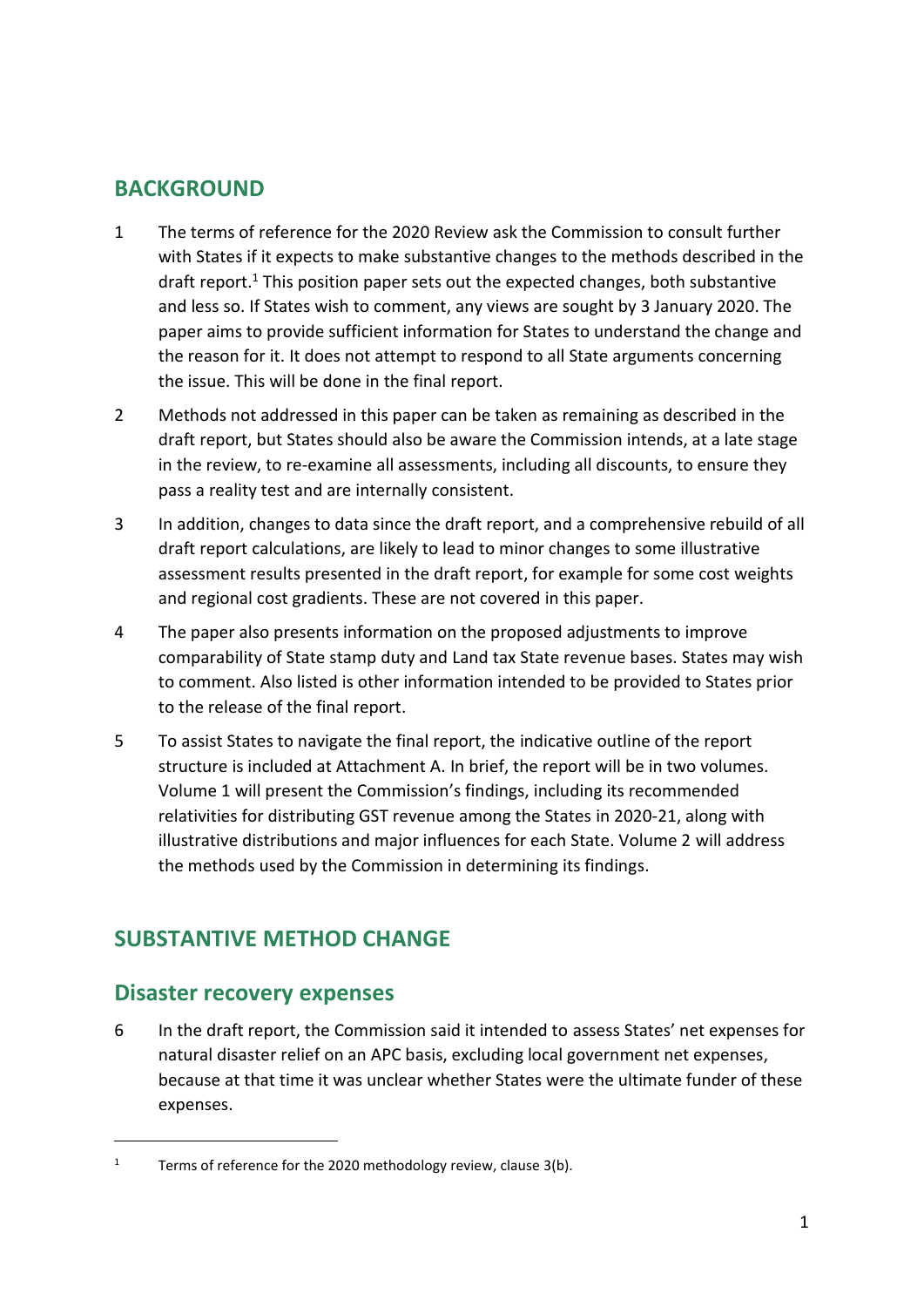## BACKGROUND

1 The terms of reference for the 2020 Review ask the Commission to consult further with States if it expects to make substantive changes to the methods described in the draft report.[1] This position paper sets out the expected changes, both substantive and less so. If States wish to comment, any views are sought by 3 January 2020. The paper aims to provide sufficient information for States to understand the change and the reason for it. It does not attempt to respond to all State arguments concerning the issue. This will be done in the final report.

2 Methods not addressed in this paper can be taken as remaining as described in the draft report, but States should also be aware the Commission intends, at a late stage in the review, to re-examine all assessments, including all discounts, to ensure they pass a reality test and are internally consistent.

3 In addition, changes to data since the draft report, and a comprehensive rebuild of all draft report calculations, are likely to lead to minor changes to some illustrative assessment results presented in the draft report, for example for some cost weights and regional cost gradients. These are not covered in this paper.

4 The paper also presents information on the proposed adjustments to improve comparability of State stamp duty and Land tax State revenue bases. States may wish to comment. Also listed is other information intended to be provided to States prior to the release of the final report.

5 To assist States to navigate the final report, the indicative outline of the report structure is included at Attachment A. In brief, the report will be in two volumes. Volume 1 will present the Commission's findings, including its recommended relativities for distributing GST revenue among the States in 2020-21, along with illustrative distributions and major influences for each State. Volume 2 will address the methods used by the Commission in determining its findings.

## SUBSTANTIVE METHOD CHANGE

### Disaster recovery expenses

6 In the draft report, the Commission said it intended to assess States' net expenses for natural disaster relief on an APC basis, excluding local government net expenses, because at that time it was unclear whether States were the ultimate funder of these expenses.

---

[1] Terms of reference for the 2020 methodology review, clause 3(b).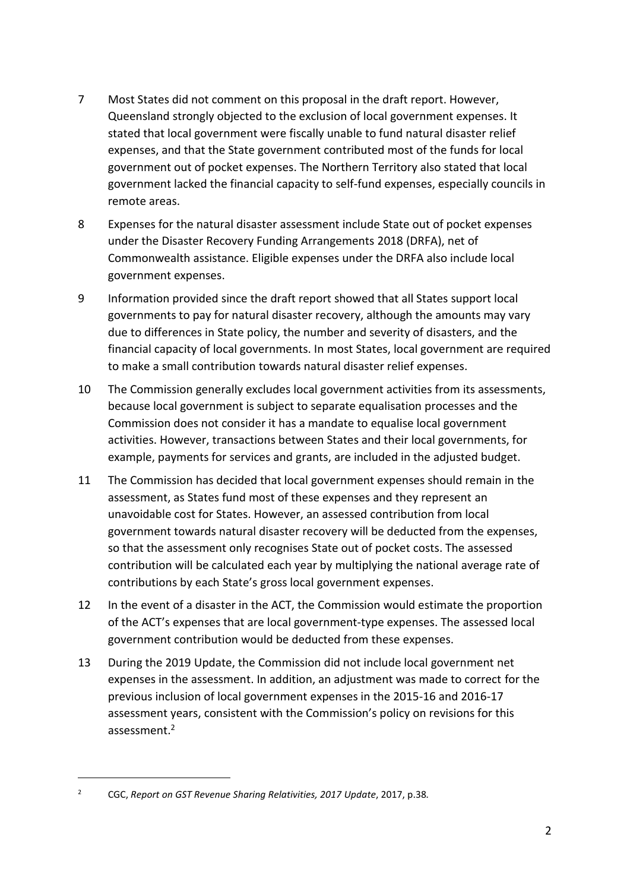7 Most States did not comment on this proposal in the draft report. However, Queensland strongly objected to the exclusion of local government expenses. It stated that local government were fiscally unable to fund natural disaster relief expenses, and that the State government contributed most of the funds for local government out of pocket expenses. The Northern Territory also stated that local government lacked the financial capacity to self-fund expenses, especially councils in remote areas.

8 Expenses for the natural disaster assessment include State out of pocket expenses under the Disaster Recovery Funding Arrangements 2018 (DRFA), net of Commonwealth assistance. Eligible expenses under the DRFA also include local government expenses.

9 Information provided since the draft report showed that all States support local governments to pay for natural disaster recovery, although the amounts may vary due to differences in State policy, the number and severity of disasters, and the financial capacity of local governments. In most States, local government are required to make a small contribution towards natural disaster relief expenses.

10 The Commission generally excludes local government activities from its assessments, because local government is subject to separate equalisation processes and the Commission does not consider it has a mandate to equalise local government activities. However, transactions between States and their local governments, for example, payments for services and grants, are included in the adjusted budget.

11 The Commission has decided that local government expenses should remain in the assessment, as States fund most of these expenses and they represent an unavoidable cost for States. However, an assessed contribution from local government towards natural disaster recovery will be deducted from the expenses, so that the assessment only recognises State out of pocket costs. The assessed contribution will be calculated each year by multiplying the national average rate of contributions by each State's gross local government expenses.

12 In the event of a disaster in the ACT, the Commission would estimate the proportion of the ACT's expenses that are local government-type expenses. The assessed local government contribution would be deducted from these expenses.

13 During the 2019 Update, the Commission did not include local government net expenses in the assessment. In addition, an adjustment was made to correct for the previous inclusion of local government expenses in the 2015-16 and 2016-17 assessment years, consistent with the Commission's policy on revisions for this assessment.[2]

---

[2] CGC, *Report on GST Revenue Sharing Relativities, 2017 Update*, 2017, p.38.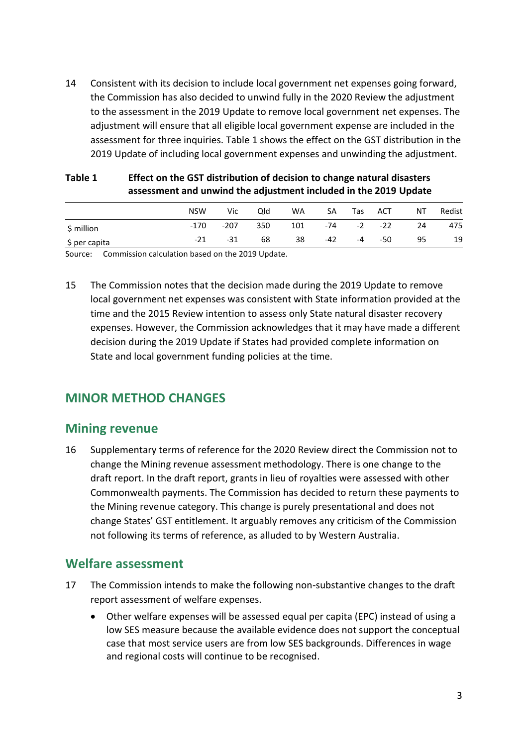14 Consistent with its decision to include local government net expenses going forward, the Commission has also decided to unwind fully in the 2020 Review the adjustment to the assessment in the 2019 Update to remove local government net expenses. The adjustment will ensure that all eligible local government expense are included in the assessment for three inquiries. Table 1 shows the effect on the GST distribution in the 2019 Update of including local government expenses and unwinding the adjustment.

**Table 1 Effect on the GST distribution of decision to change natural disasters assessment and unwind the adjustment included in the 2019 Update**

| | NSW | Vic | Qld | WA | SA | Tas | ACT | NT | Redist |
|---|---|---|---|---|---|---|---|---|---|
| $ million | -170 | -207 | 350 | 101 | -74 | -2 | -22 | 24 | 475 |
| $ per capita | -21 | -31 | 68 | 38 | -42 | -4 | -50 | 95 | 19 |

Source: Commission calculation based on the 2019 Update.

15 The Commission notes that the decision made during the 2019 Update to remove local government net expenses was consistent with State information provided at the time and the 2015 Review intention to assess only State natural disaster recovery expenses. However, the Commission acknowledges that it may have made a different decision during the 2019 Update if States had provided complete information on State and local government funding policies at the time.

## MINOR METHOD CHANGES

### Mining revenue

16 Supplementary terms of reference for the 2020 Review direct the Commission not to change the Mining revenue assessment methodology. There is one change to the draft report. In the draft report, grants in lieu of royalties were assessed with other Commonwealth payments. The Commission has decided to return these payments to the Mining revenue category. This change is purely presentational and does not change States' GST entitlement. It arguably removes any criticism of the Commission not following its terms of reference, as alluded to by Western Australia.

### Welfare assessment

17 The Commission intends to make the following non-substantive changes to the draft report assessment of welfare expenses.

- Other welfare expenses will be assessed equal per capita (EPC) instead of using a low SES measure because the available evidence does not support the conceptual case that most service users are from low SES backgrounds. Differences in wage and regional costs will continue to be recognised.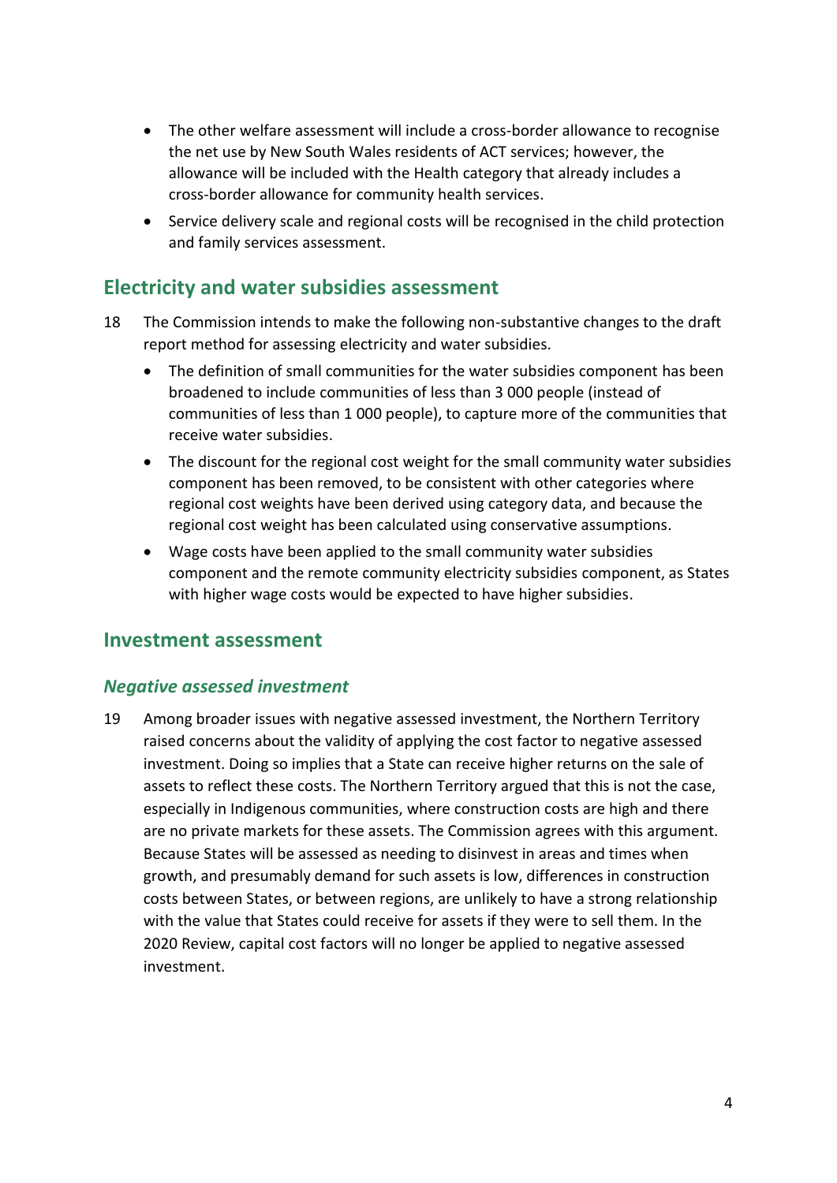- The other welfare assessment will include a cross-border allowance to recognise the net use by New South Wales residents of ACT services; however, the allowance will be included with the Health category that already includes a cross-border allowance for community health services.
- Service delivery scale and regional costs will be recognised in the child protection and family services assessment.

## Electricity and water subsidies assessment

18 The Commission intends to make the following non-substantive changes to the draft report method for assessing electricity and water subsidies.

- The definition of small communities for the water subsidies component has been broadened to include communities of less than 3 000 people (instead of communities of less than 1 000 people), to capture more of the communities that receive water subsidies.
- The discount for the regional cost weight for the small community water subsidies component has been removed, to be consistent with other categories where regional cost weights have been derived using category data, and because the regional cost weight has been calculated using conservative assumptions.
- Wage costs have been applied to the small community water subsidies component and the remote community electricity subsidies component, as States with higher wage costs would be expected to have higher subsidies.

## Investment assessment

### *Negative assessed investment*

19 Among broader issues with negative assessed investment, the Northern Territory raised concerns about the validity of applying the cost factor to negative assessed investment. Doing so implies that a State can receive higher returns on the sale of assets to reflect these costs. The Northern Territory argued that this is not the case, especially in Indigenous communities, where construction costs are high and there are no private markets for these assets. The Commission agrees with this argument. Because States will be assessed as needing to disinvest in areas and times when growth, and presumably demand for such assets is low, differences in construction costs between States, or between regions, are unlikely to have a strong relationship with the value that States could receive for assets if they were to sell them. In the 2020 Review, capital cost factors will no longer be applied to negative assessed investment.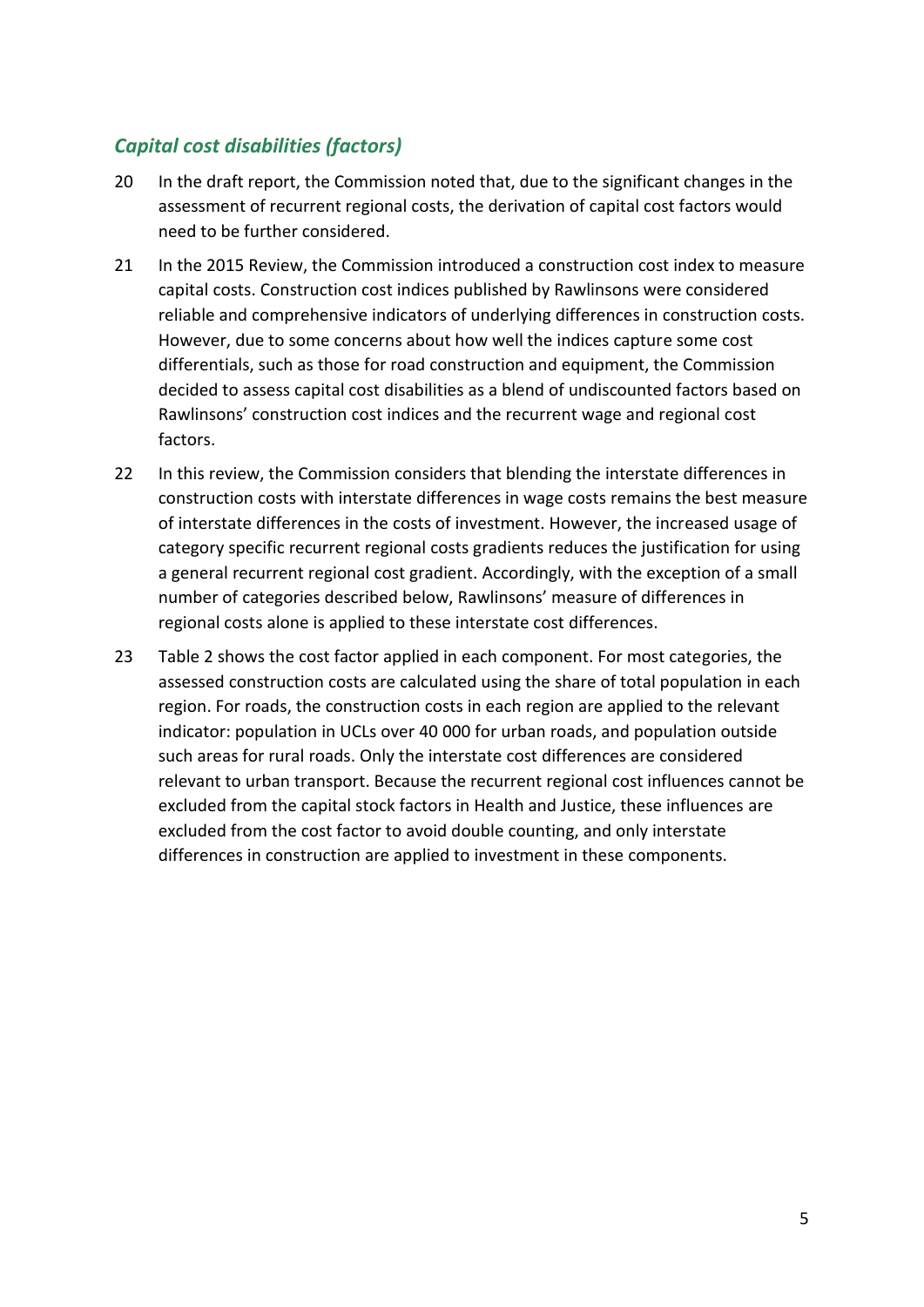### *Capital cost disabilities (factors)*

20 In the draft report, the Commission noted that, due to the significant changes in the assessment of recurrent regional costs, the derivation of capital cost factors would need to be further considered.

21 In the 2015 Review, the Commission introduced a construction cost index to measure capital costs. Construction cost indices published by Rawlinsons were considered reliable and comprehensive indicators of underlying differences in construction costs. However, due to some concerns about how well the indices capture some cost differentials, such as those for road construction and equipment, the Commission decided to assess capital cost disabilities as a blend of undiscounted factors based on Rawlinsons' construction cost indices and the recurrent wage and regional cost factors.

22 In this review, the Commission considers that blending the interstate differences in construction costs with interstate differences in wage costs remains the best measure of interstate differences in the costs of investment. However, the increased usage of category specific recurrent regional costs gradients reduces the justification for using a general recurrent regional cost gradient. Accordingly, with the exception of a small number of categories described below, Rawlinsons' measure of differences in regional costs alone is applied to these interstate cost differences.

23 Table 2 shows the cost factor applied in each component. For most categories, the assessed construction costs are calculated using the share of total population in each region. For roads, the construction costs in each region are applied to the relevant indicator: population in UCLs over 40 000 for urban roads, and population outside such areas for rural roads. Only the interstate cost differences are considered relevant to urban transport. Because the recurrent regional cost influences cannot be excluded from the capital stock factors in Health and Justice, these influences are excluded from the cost factor to avoid double counting, and only interstate differences in construction are applied to investment in these components.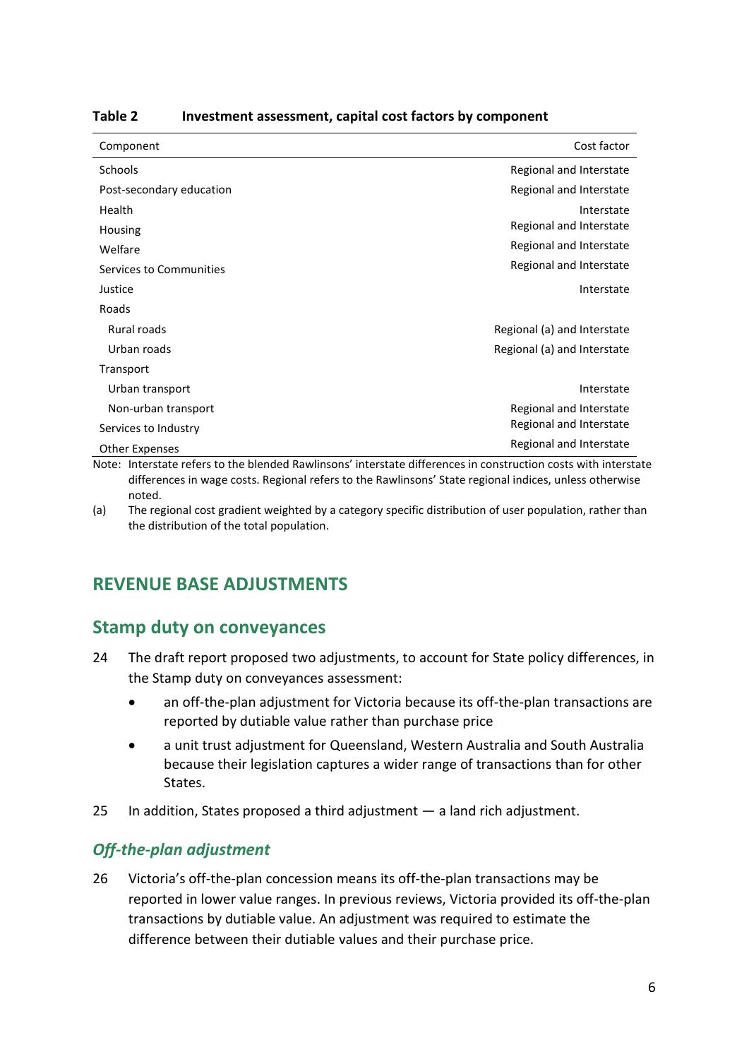**Table 2 Investment assessment, capital cost factors by component**

| Component | Cost factor |
|---|---|
| Schools | Regional and Interstate |
| Post-secondary education | Regional and Interstate |
| Health | Interstate |
| Housing | Regional and Interstate |
| Welfare | Regional and Interstate |
| Services to Communities | Regional and Interstate |
| Justice | Interstate |
| Roads | |
| Rural roads | Regional (a) and Interstate |
| Urban roads | Regional (a) and Interstate |
| Transport | |
| Urban transport | Interstate |
| Non-urban transport | Regional and Interstate |
| Services to Industry | Regional and Interstate |
| Other Expenses | Regional and Interstate |

Note: Interstate refers to the blended Rawlinsons' interstate differences in construction costs with interstate differences in wage costs. Regional refers to the Rawlinsons' State regional indices, unless otherwise noted.

(a) The regional cost gradient weighted by a category specific distribution of user population, rather than the distribution of the total population.

## REVENUE BASE ADJUSTMENTS

### Stamp duty on conveyances

24 The draft report proposed two adjustments, to account for State policy differences, in the Stamp duty on conveyances assessment:

- an off-the-plan adjustment for Victoria because its off-the-plan transactions are reported by dutiable value rather than purchase price
- a unit trust adjustment for Queensland, Western Australia and South Australia because their legislation captures a wider range of transactions than for other States.

25 In addition, States proposed a third adjustment — a land rich adjustment.

#### *Off-the-plan adjustment*

26 Victoria's off-the-plan concession means its off-the-plan transactions may be reported in lower value ranges. In previous reviews, Victoria provided its off-the-plan transactions by dutiable value. An adjustment was required to estimate the difference between their dutiable values and their purchase price.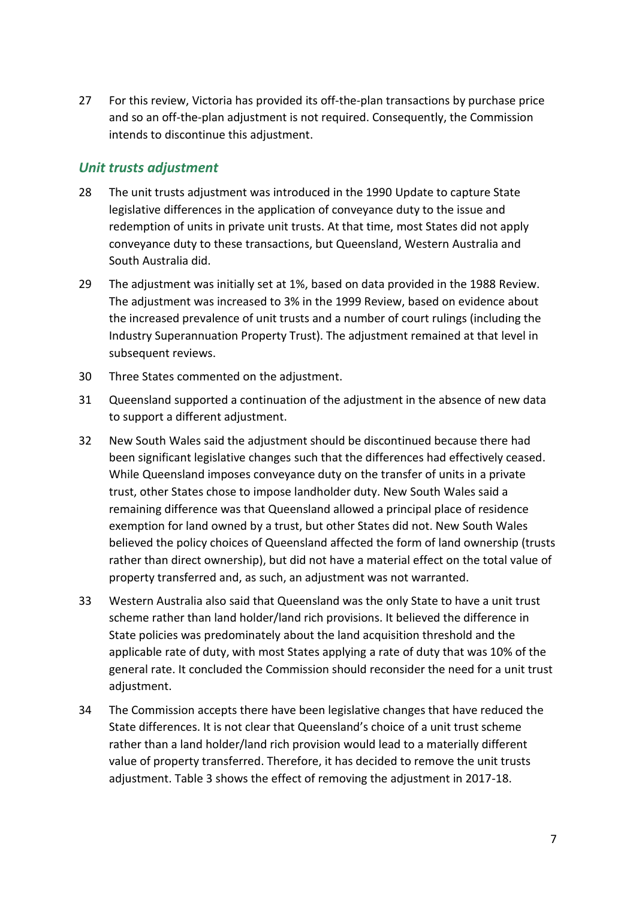27 For this review, Victoria has provided its off-the-plan transactions by purchase price and so an off-the-plan adjustment is not required. Consequently, the Commission intends to discontinue this adjustment.

### *Unit trusts adjustment*

28 The unit trusts adjustment was introduced in the 1990 Update to capture State legislative differences in the application of conveyance duty to the issue and redemption of units in private unit trusts. At that time, most States did not apply conveyance duty to these transactions, but Queensland, Western Australia and South Australia did.

29 The adjustment was initially set at 1%, based on data provided in the 1988 Review. The adjustment was increased to 3% in the 1999 Review, based on evidence about the increased prevalence of unit trusts and a number of court rulings (including the Industry Superannuation Property Trust). The adjustment remained at that level in subsequent reviews.

30 Three States commented on the adjustment.

31 Queensland supported a continuation of the adjustment in the absence of new data to support a different adjustment.

32 New South Wales said the adjustment should be discontinued because there had been significant legislative changes such that the differences had effectively ceased. While Queensland imposes conveyance duty on the transfer of units in a private trust, other States chose to impose landholder duty. New South Wales said a remaining difference was that Queensland allowed a principal place of residence exemption for land owned by a trust, but other States did not. New South Wales believed the policy choices of Queensland affected the form of land ownership (trusts rather than direct ownership), but did not have a material effect on the total value of property transferred and, as such, an adjustment was not warranted.

33 Western Australia also said that Queensland was the only State to have a unit trust scheme rather than land holder/land rich provisions. It believed the difference in State policies was predominately about the land acquisition threshold and the applicable rate of duty, with most States applying a rate of duty that was 10% of the general rate. It concluded the Commission should reconsider the need for a unit trust adjustment.

34 The Commission accepts there have been legislative changes that have reduced the State differences. It is not clear that Queensland's choice of a unit trust scheme rather than a land holder/land rich provision would lead to a materially different value of property transferred. Therefore, it has decided to remove the unit trusts adjustment. Table 3 shows the effect of removing the adjustment in 2017-18.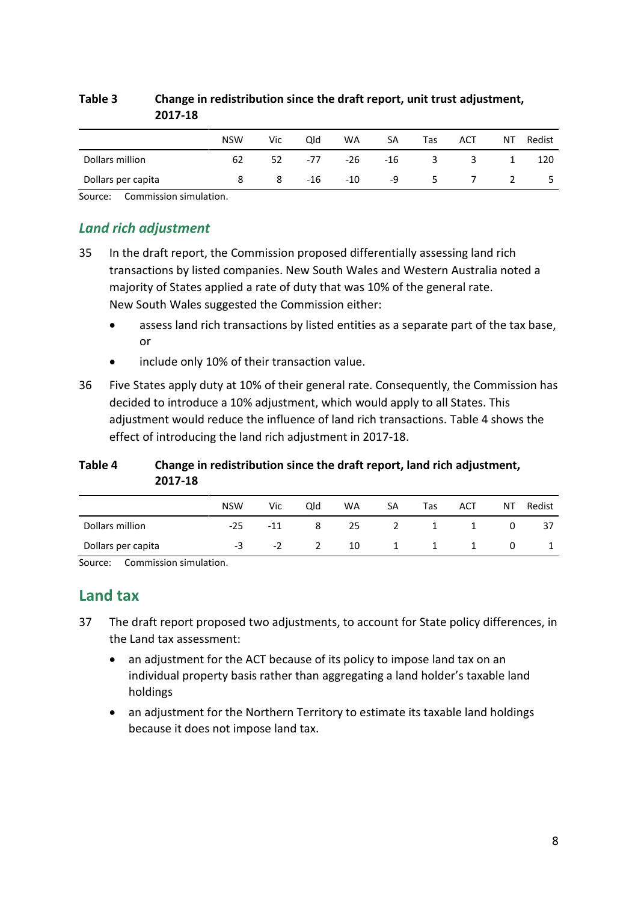**Table 3 Change in redistribution since the draft report, unit trust adjustment, 2017-18**

| | NSW | Vic | Qld | WA | SA | Tas | ACT | NT | Redist |
|---|---|---|---|---|---|---|---|---|---|
| Dollars million | 62 | 52 | -77 | -26 | -16 | 3 | 3 | 1 | 120 |
| Dollars per capita | 8 | 8 | -16 | -10 | -9 | 5 | 7 | 2 | 5 |

Source: Commission simulation.

### *Land rich adjustment*

35 In the draft report, the Commission proposed differentially assessing land rich transactions by listed companies. New South Wales and Western Australia noted a majority of States applied a rate of duty that was 10% of the general rate. New South Wales suggested the Commission either:

- assess land rich transactions by listed entities as a separate part of the tax base, or
- include only 10% of their transaction value.

36 Five States apply duty at 10% of their general rate. Consequently, the Commission has decided to introduce a 10% adjustment, which would apply to all States. This adjustment would reduce the influence of land rich transactions. Table 4 shows the effect of introducing the land rich adjustment in 2017-18.

**Table 4 Change in redistribution since the draft report, land rich adjustment, 2017-18**

| | NSW | Vic | Qld | WA | SA | Tas | ACT | NT | Redist |
|---|---|---|---|---|---|---|---|---|---|
| Dollars million | -25 | -11 | 8 | 25 | 2 | 1 | 1 | 0 | 37 |
| Dollars per capita | -3 | -2 | 2 | 10 | 1 | 1 | 1 | 0 | 1 |

Source: Commission simulation.

## Land tax

37 The draft report proposed two adjustments, to account for State policy differences, in the Land tax assessment:

- an adjustment for the ACT because of its policy to impose land tax on an individual property basis rather than aggregating a land holder's taxable land holdings
- an adjustment for the Northern Territory to estimate its taxable land holdings because it does not impose land tax.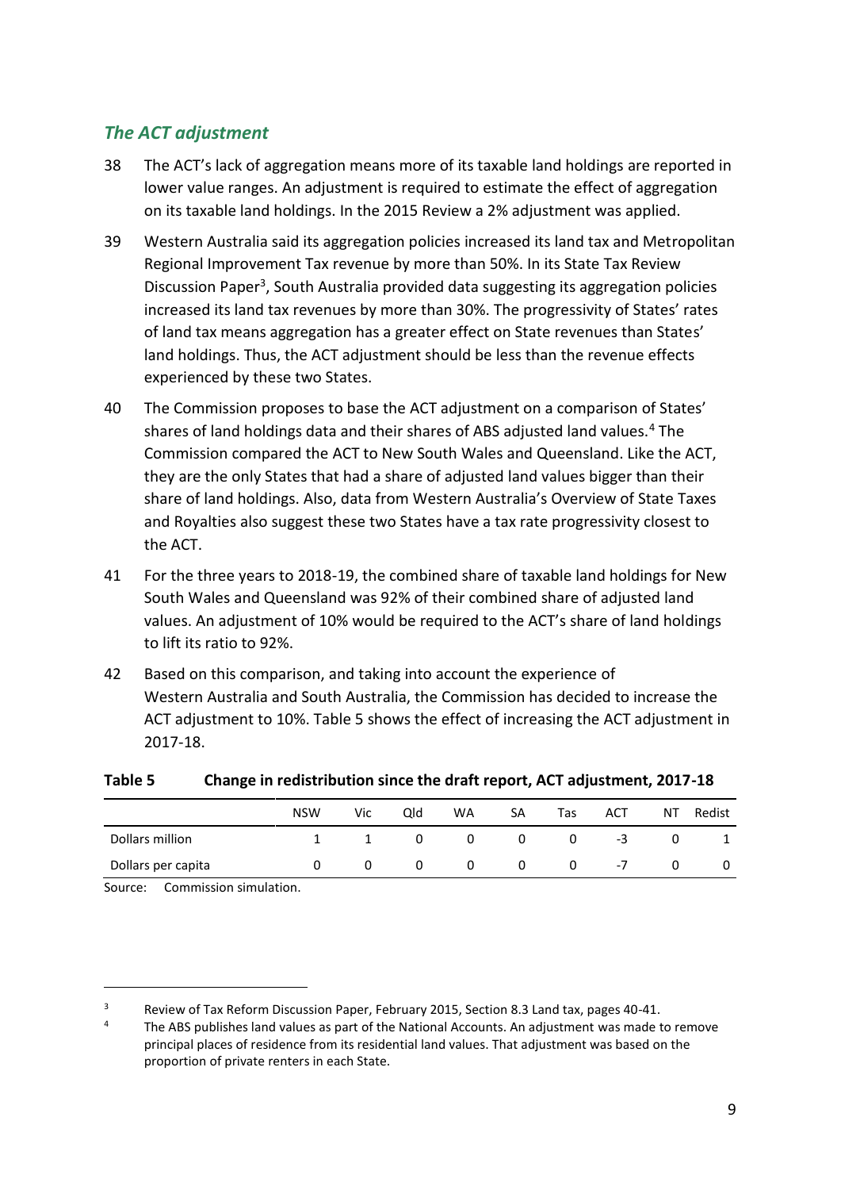### *The ACT adjustment*

38 The ACT's lack of aggregation means more of its taxable land holdings are reported in lower value ranges. An adjustment is required to estimate the effect of aggregation on its taxable land holdings. In the 2015 Review a 2% adjustment was applied.

39 Western Australia said its aggregation policies increased its land tax and Metropolitan Regional Improvement Tax revenue by more than 50%. In its State Tax Review Discussion Paper[3], South Australia provided data suggesting its aggregation policies increased its land tax revenues by more than 30%. The progressivity of States' rates of land tax means aggregation has a greater effect on State revenues than States' land holdings. Thus, the ACT adjustment should be less than the revenue effects experienced by these two States.

40 The Commission proposes to base the ACT adjustment on a comparison of States' shares of land holdings data and their shares of ABS adjusted land values.[4] The Commission compared the ACT to New South Wales and Queensland. Like the ACT, they are the only States that had a share of adjusted land values bigger than their share of land holdings. Also, data from Western Australia's Overview of State Taxes and Royalties also suggest these two States have a tax rate progressivity closest to the ACT.

41 For the three years to 2018-19, the combined share of taxable land holdings for New South Wales and Queensland was 92% of their combined share of adjusted land values. An adjustment of 10% would be required to the ACT's share of land holdings to lift its ratio to 92%.

42 Based on this comparison, and taking into account the experience of Western Australia and South Australia, the Commission has decided to increase the ACT adjustment to 10%. Table 5 shows the effect of increasing the ACT adjustment in 2017-18.

**Table 5 Change in redistribution since the draft report, ACT adjustment, 2017-18**

| | NSW | Vic | Qld | WA | SA | Tas | ACT | NT | Redist |
|---|---|---|---|---|---|---|---|---|---|
| Dollars million | 1 | 1 | 0 | 0 | 0 | 0 | -3 | 0 | 1 |
| Dollars per capita | 0 | 0 | 0 | 0 | 0 | 0 | -7 | 0 | 0 |

Source: Commission simulation.

[3] Review of Tax Reform Discussion Paper, February 2015, Section 8.3 Land tax, pages 40-41.

[4] The ABS publishes land values as part of the National Accounts. An adjustment was made to remove principal places of residence from its residential land values. That adjustment was based on the proportion of private renters in each State.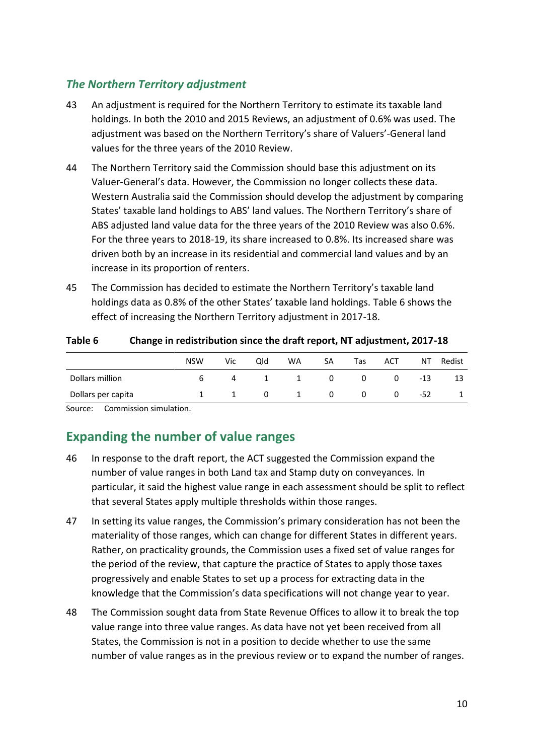### *The Northern Territory adjustment*

43 An adjustment is required for the Northern Territory to estimate its taxable land holdings. In both the 2010 and 2015 Reviews, an adjustment of 0.6% was used. The adjustment was based on the Northern Territory's share of Valuers'-General land values for the three years of the 2010 Review.

44 The Northern Territory said the Commission should base this adjustment on its Valuer-General's data. However, the Commission no longer collects these data. Western Australia said the Commission should develop the adjustment by comparing States' taxable land holdings to ABS' land values. The Northern Territory's share of ABS adjusted land value data for the three years of the 2010 Review was also 0.6%. For the three years to 2018-19, its share increased to 0.8%. Its increased share was driven both by an increase in its residential and commercial land values and by an increase in its proportion of renters.

45 The Commission has decided to estimate the Northern Territory's taxable land holdings data as 0.8% of the other States' taxable land holdings. Table 6 shows the effect of increasing the Northern Territory adjustment in 2017-18.

**Table 6 Change in redistribution since the draft report, NT adjustment, 2017-18**

| | NSW | Vic | Qld | WA | SA | Tas | ACT | NT | Redist |
|---|---|---|---|---|---|---|---|---|---|
| Dollars million | 6 | 4 | 1 | 1 | 0 | 0 | 0 | -13 | 13 |
| Dollars per capita | 1 | 1 | 0 | 1 | 0 | 0 | 0 | -52 | 1 |

Source: Commission simulation.

## Expanding the number of value ranges

46 In response to the draft report, the ACT suggested the Commission expand the number of value ranges in both Land tax and Stamp duty on conveyances. In particular, it said the highest value range in each assessment should be split to reflect that several States apply multiple thresholds within those ranges.

47 In setting its value ranges, the Commission's primary consideration has not been the materiality of those ranges, which can change for different States in different years. Rather, on practicality grounds, the Commission uses a fixed set of value ranges for the period of the review, that capture the practice of States to apply those taxes progressively and enable States to set up a process for extracting data in the knowledge that the Commission's data specifications will not change year to year.

48 The Commission sought data from State Revenue Offices to allow it to break the top value range into three value ranges. As data have not yet been received from all States, the Commission is not in a position to decide whether to use the same number of value ranges as in the previous review or to expand the number of ranges.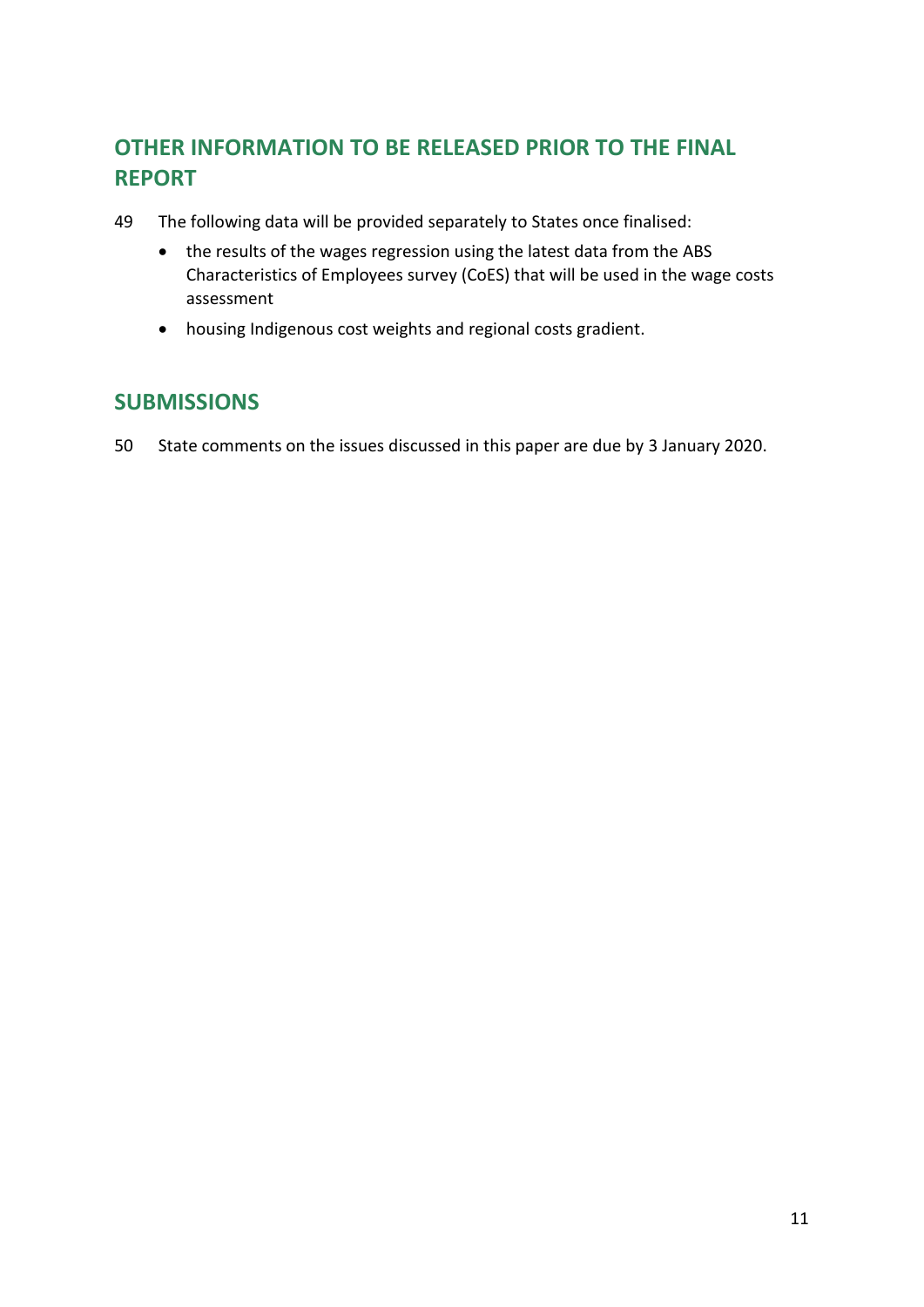## OTHER INFORMATION TO BE RELEASED PRIOR TO THE FINAL REPORT

49 The following data will be provided separately to States once finalised:

- the results of the wages regression using the latest data from the ABS Characteristics of Employees survey (CoES) that will be used in the wage costs assessment
- housing Indigenous cost weights and regional costs gradient.

## SUBMISSIONS

50 State comments on the issues discussed in this paper are due by 3 January 2020.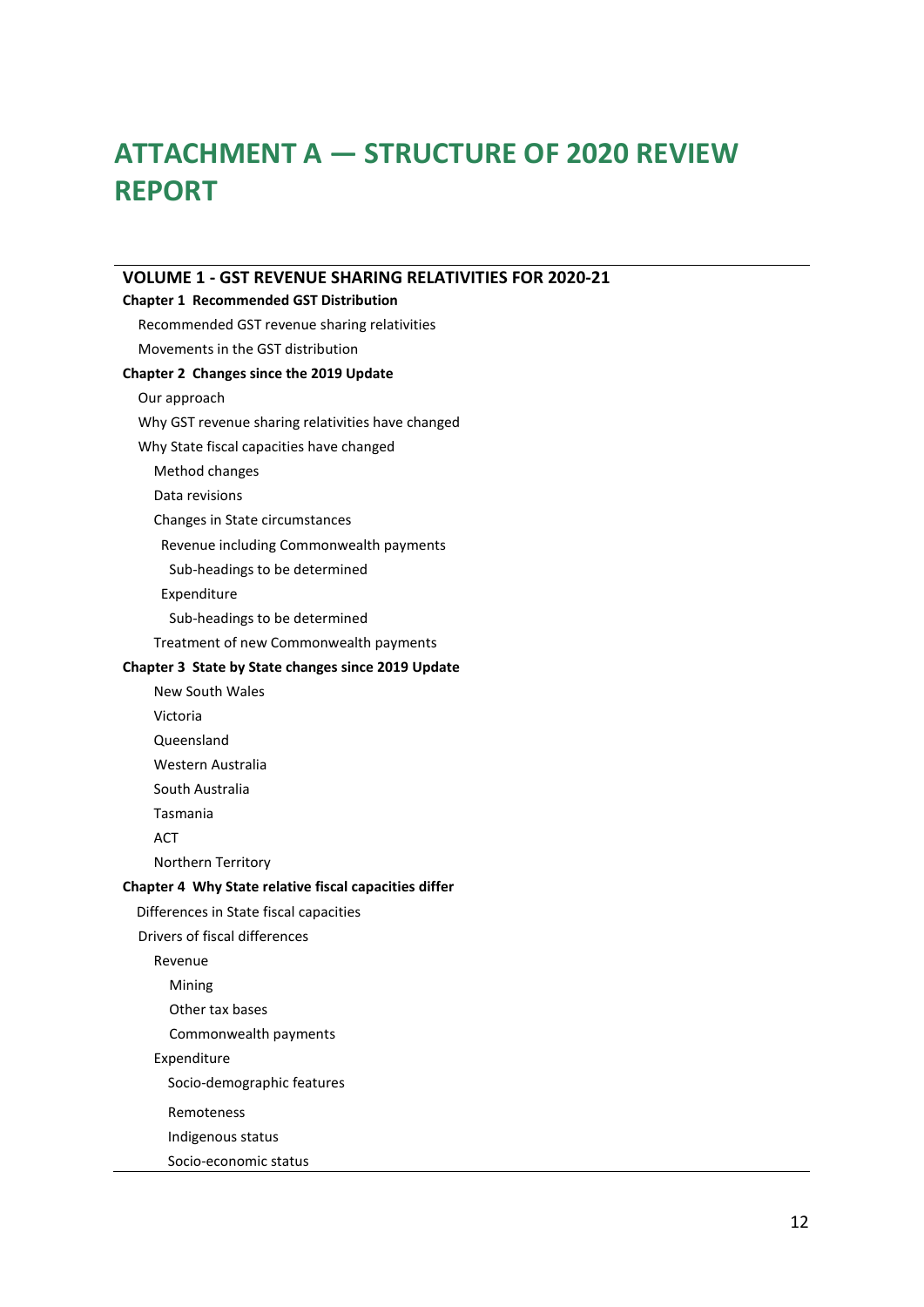# ATTACHMENT A — STRUCTURE OF 2020 REVIEW REPORT

**VOLUME 1 - GST REVENUE SHARING RELATIVITIES FOR 2020-21**

**Chapter 1 Recommended GST Distribution**

- Recommended GST revenue sharing relativities
- Movements in the GST distribution

**Chapter 2 Changes since the 2019 Update**

- Our approach
- Why GST revenue sharing relativities have changed
- Why State fiscal capacities have changed
  - Method changes
  - Data revisions
  - Changes in State circumstances
    - Revenue including Commonwealth payments
      - Sub-headings to be determined
    - Expenditure
      - Sub-headings to be determined
  - Treatment of new Commonwealth payments

**Chapter 3 State by State changes since 2019 Update**

- New South Wales
- Victoria
- Queensland
- Western Australia
- South Australia
- Tasmania
- ACT
- Northern Territory

**Chapter 4 Why State relative fiscal capacities differ**

- Differences in State fiscal capacities
- Drivers of fiscal differences
  - Revenue
    - Mining
    - Other tax bases
    - Commonwealth payments
  - Expenditure
    - Socio-demographic features
    - Remoteness
    - Indigenous status
    - Socio-economic status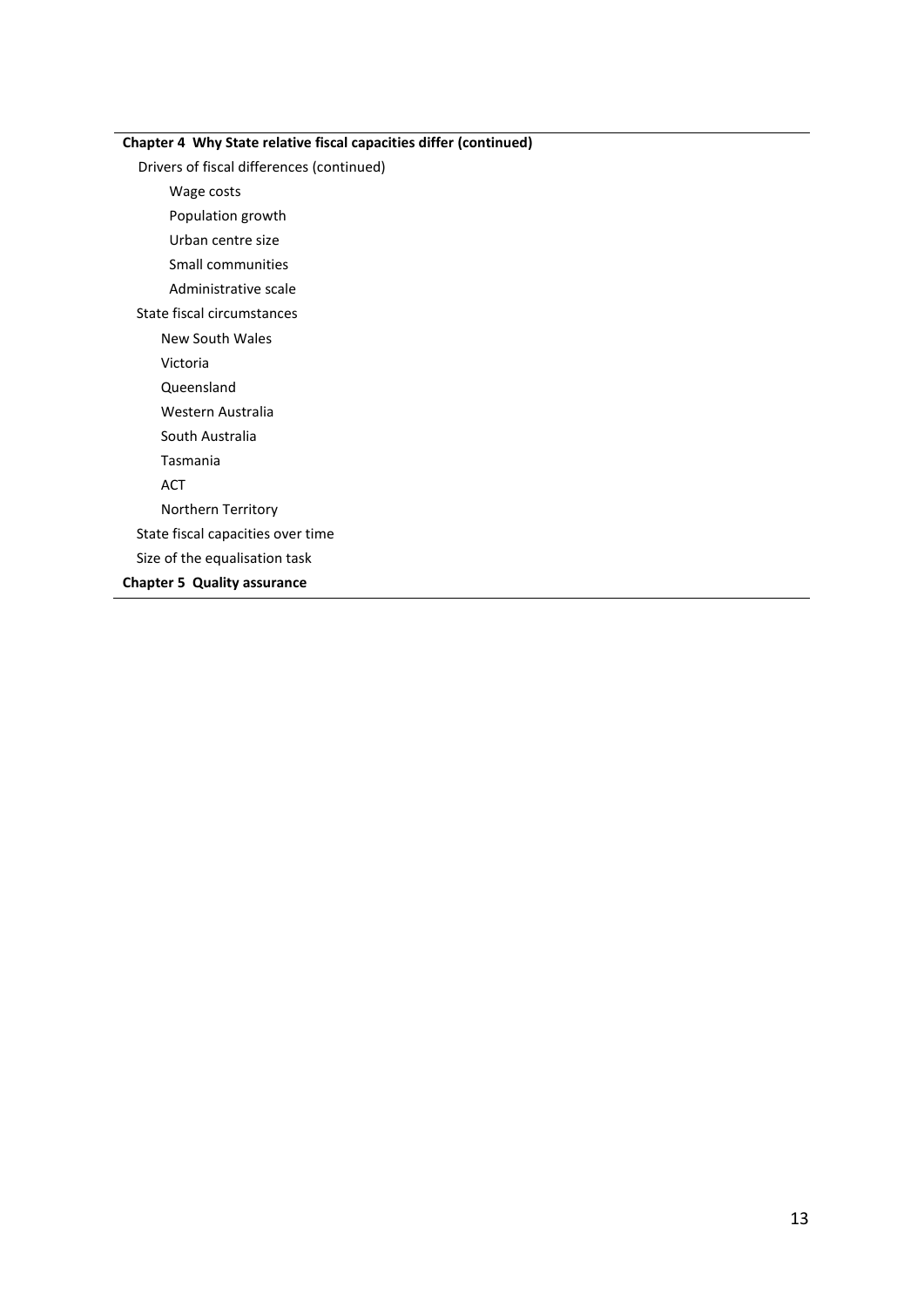**Chapter 4 Why State relative fiscal capacities differ (continued)**

- Drivers of fiscal differences (continued)
  - Wage costs
  - Population growth
  - Urban centre size
  - Small communities
  - Administrative scale
- State fiscal circumstances
  - New South Wales
  - Victoria
  - Queensland
  - Western Australia
  - South Australia
  - Tasmania
  - ACT
  - Northern Territory
- State fiscal capacities over time
- Size of the equalisation task

**Chapter 5 Quality assurance**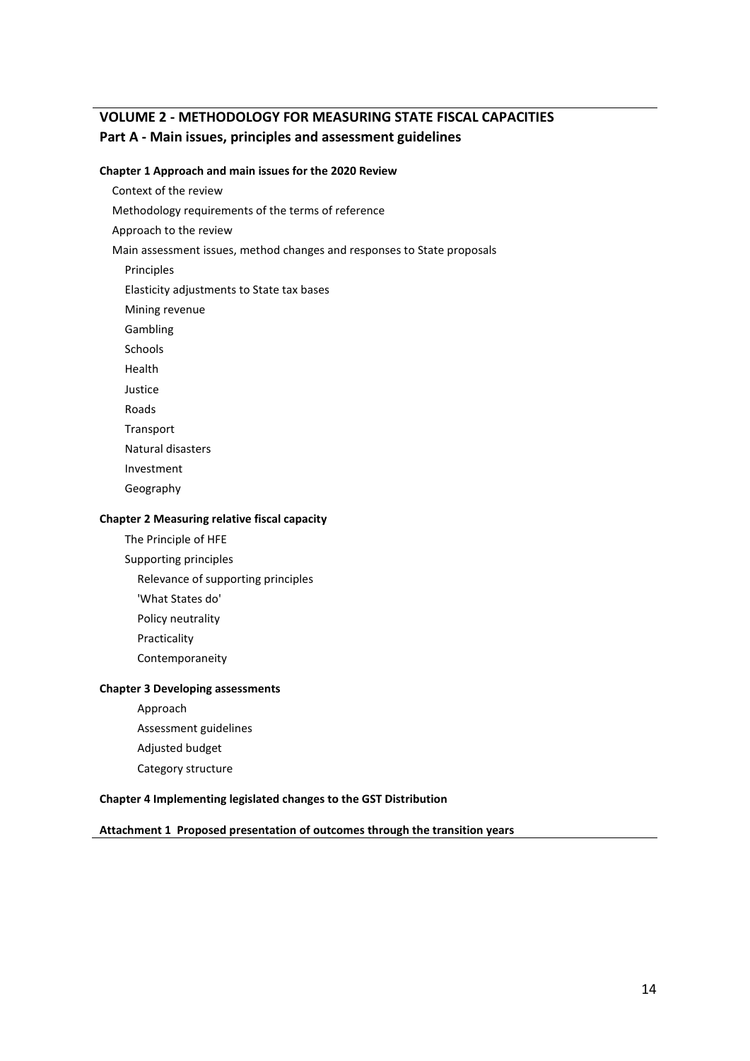## VOLUME 2 - METHODOLOGY FOR MEASURING STATE FISCAL CAPACITIES

## Part A - Main issues, principles and assessment guidelines

**Chapter 1 Approach and main issues for the 2020 Review**

- Context of the review
- Methodology requirements of the terms of reference
- Approach to the review
- Main assessment issues, method changes and responses to State proposals
  - Principles
  - Elasticity adjustments to State tax bases
  - Mining revenue
  - Gambling
  - Schools
  - Health
  - Justice
  - Roads
  - Transport
  - Natural disasters
  - Investment
  - Geography

**Chapter 2 Measuring relative fiscal capacity**

- The Principle of HFE
- Supporting principles
  - Relevance of supporting principles
  - 'What States do'
  - Policy neutrality
  - Practicality
  - Contemporaneity

**Chapter 3 Developing assessments**

- Approach
- Assessment guidelines
- Adjusted budget
- Category structure

**Chapter 4 Implementing legislated changes to the GST Distribution**

**Attachment 1 Proposed presentation of outcomes through the transition years**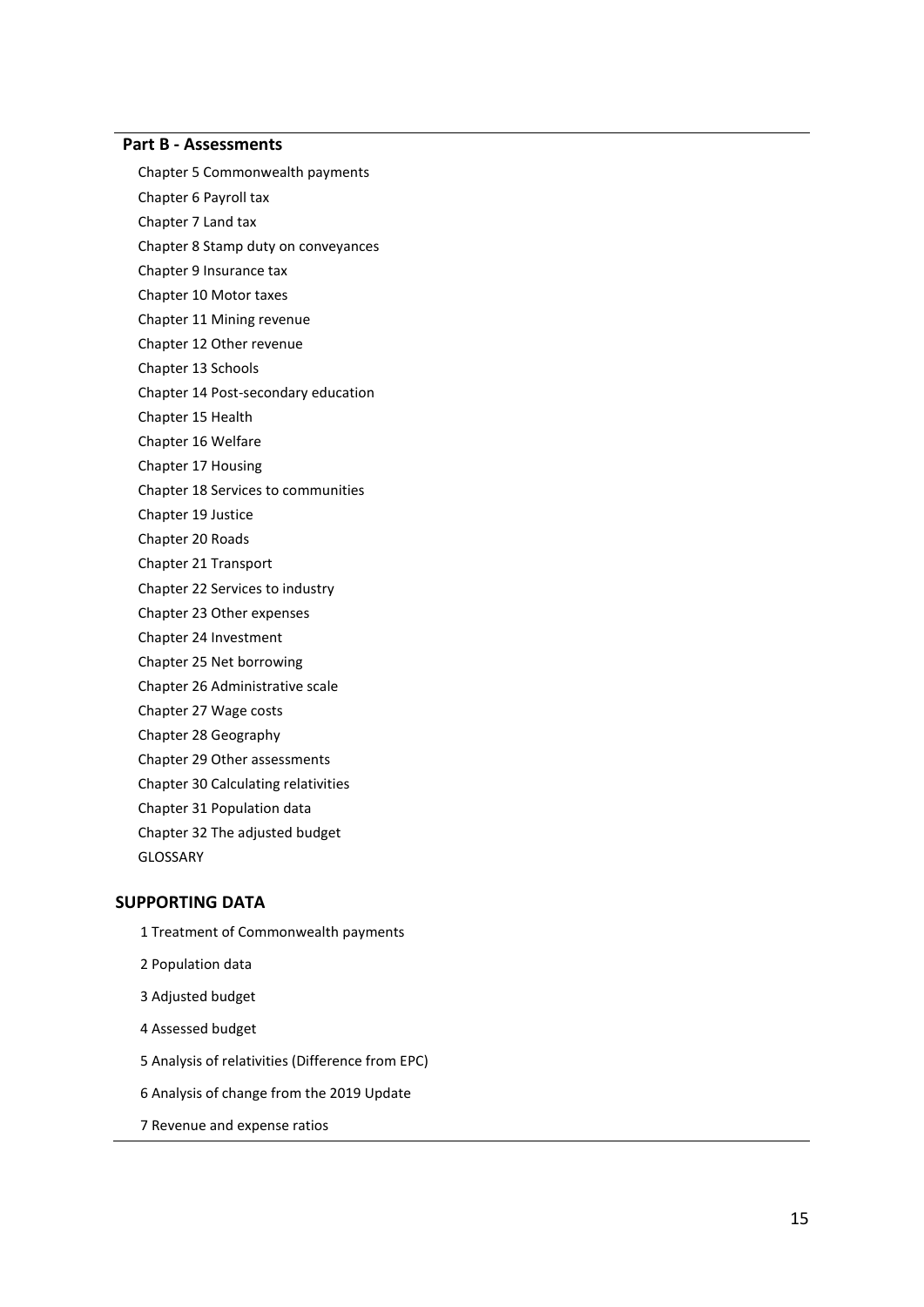## Part B - Assessments

- Chapter 5 Commonwealth payments
- Chapter 6 Payroll tax
- Chapter 7 Land tax
- Chapter 8 Stamp duty on conveyances
- Chapter 9 Insurance tax
- Chapter 10 Motor taxes
- Chapter 11 Mining revenue
- Chapter 12 Other revenue
- Chapter 13 Schools
- Chapter 14 Post-secondary education
- Chapter 15 Health
- Chapter 16 Welfare
- Chapter 17 Housing
- Chapter 18 Services to communities
- Chapter 19 Justice
- Chapter 20 Roads
- Chapter 21 Transport
- Chapter 22 Services to industry
- Chapter 23 Other expenses
- Chapter 24 Investment
- Chapter 25 Net borrowing
- Chapter 26 Administrative scale
- Chapter 27 Wage costs
- Chapter 28 Geography
- Chapter 29 Other assessments
- Chapter 30 Calculating relativities
- Chapter 31 Population data
- Chapter 32 The adjusted budget
- GLOSSARY

## SUPPORTING DATA

1 Treatment of Commonwealth payments

2 Population data

3 Adjusted budget

4 Assessed budget

5 Analysis of relativities (Difference from EPC)

6 Analysis of change from the 2019 Update

7 Revenue and expense ratios